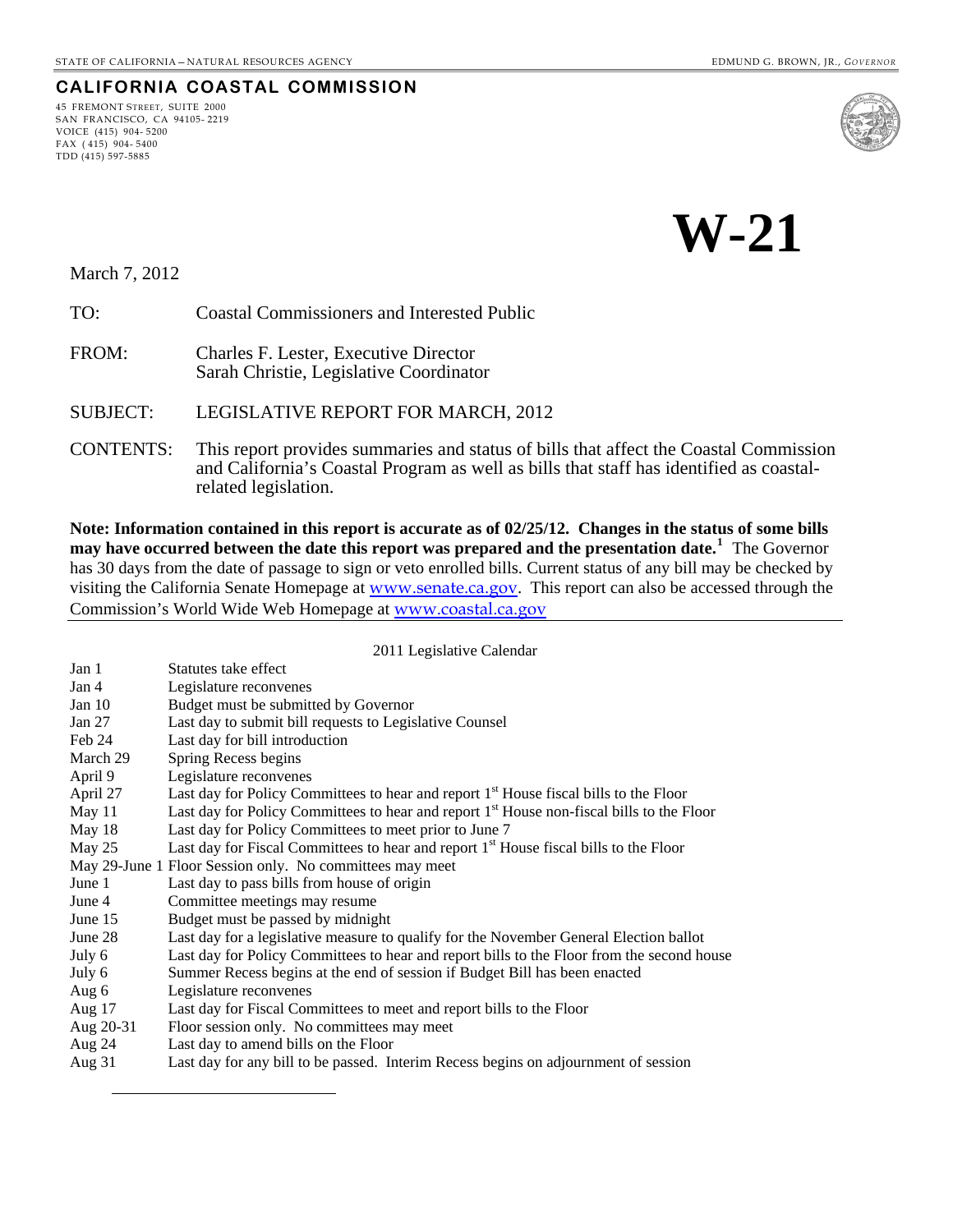STATE OF CALIFORNIA – NATURAL RESOURCES AGENCY

EDMUND G. BROWN, JR., *GOVERNOR*

**CALIFORNIA COASTAL COMMISSION**

45 FREMONT STREET, SUITE 2000
SAN FRANCISCO, CA 94105- 2219
VOICE (415) 904- 5200
FAX ( 415) 904- 5400
TDD (415) 597-5885

# W-21

March 7, 2012

TO: Coastal Commissioners and Interested Public

FROM: Charles F. Lester, Executive Director
Sarah Christie, Legislative Coordinator

SUBJECT: LEGISLATIVE REPORT FOR MARCH, 2012

CONTENTS: This report provides summaries and status of bills that affect the Coastal Commission and California's Coastal Program as well as bills that staff has identified as coastal-related legislation.

**Note: Information contained in this report is accurate as of 02/25/12. Changes in the status of some bills may have occurred between the date this report was prepared and the presentation date.[1]** The Governor has 30 days from the date of passage to sign or veto enrolled bills. Current status of any bill may be checked by visiting the California Senate Homepage at www.senate.ca.gov. This report can also be accessed through the Commission's World Wide Web Homepage at www.coastal.ca.gov

2011 Legislative Calendar

| Date | Event |
|---|---|
| Jan 1 | Statutes take effect |
| Jan 4 | Legislature reconvenes |
| Jan 10 | Budget must be submitted by Governor |
| Jan 27 | Last day to submit bill requests to Legislative Counsel |
| Feb 24 | Last day for bill introduction |
| March 29 | Spring Recess begins |
| April 9 | Legislature reconvenes |
| April 27 | Last day for Policy Committees to hear and report 1st House fiscal bills to the Floor |
| May 11 | Last day for Policy Committees to hear and report 1st House non-fiscal bills to the Floor |
| May 18 | Last day for Policy Committees to meet prior to June 7 |
| May 25 | Last day for Fiscal Committees to hear and report 1st House fiscal bills to the Floor |
| May 29-June 1 | Floor Session only. No committees may meet |
| June 1 | Last day to pass bills from house of origin |
| June 4 | Committee meetings may resume |
| June 15 | Budget must be passed by midnight |
| June 28 | Last day for a legislative measure to qualify for the November General Election ballot |
| July 6 | Last day for Policy Committees to hear and report bills to the Floor from the second house |
| July 6 | Summer Recess begins at the end of session if Budget Bill has been enacted |
| Aug 6 | Legislature reconvenes |
| Aug 17 | Last day for Fiscal Committees to meet and report bills to the Floor |
| Aug 20-31 | Floor session only. No committees may meet |
| Aug 24 | Last day to amend bills on the Floor |
| Aug 31 | Last day for any bill to be passed. Interim Recess begins on adjournment of session |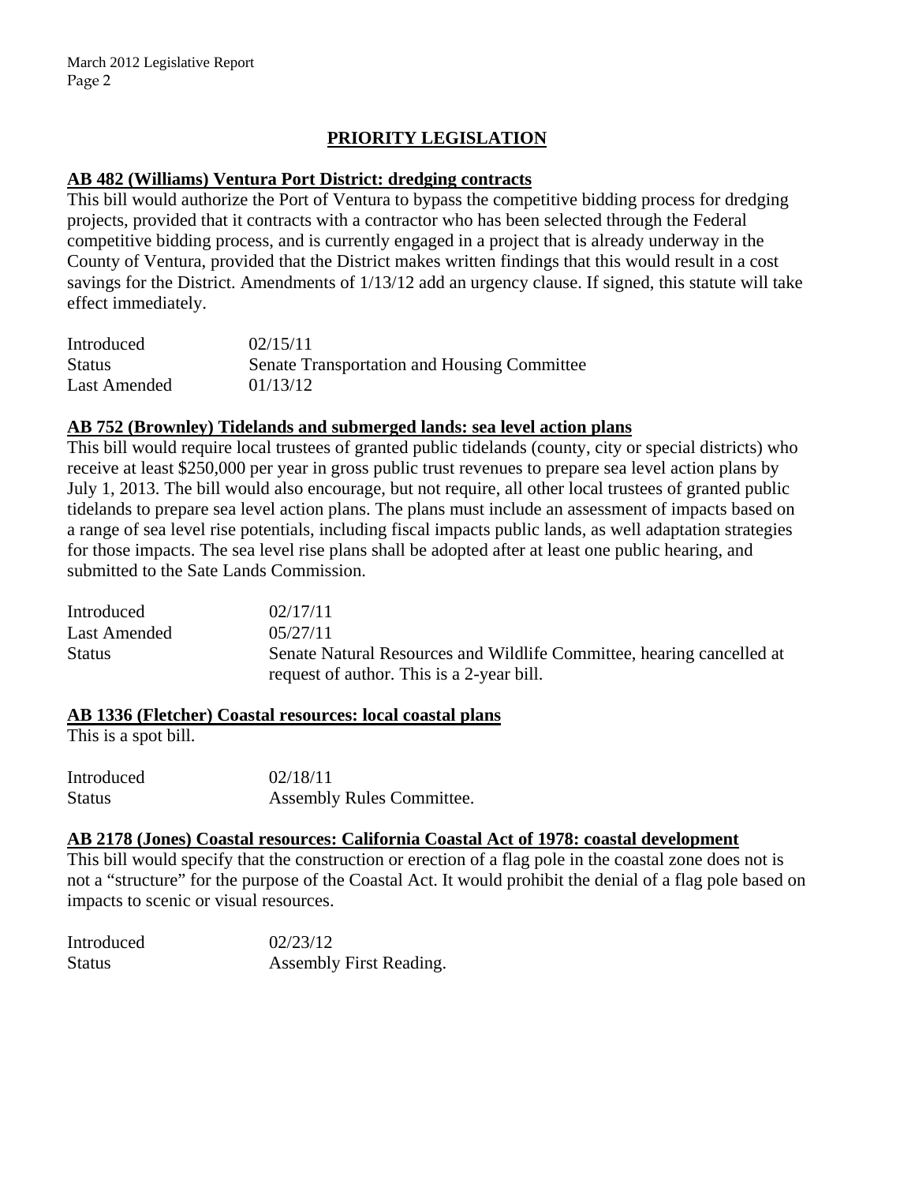## PRIORITY LEGISLATION

### AB 482 (Williams) Ventura Port District: dredging contracts

This bill would authorize the Port of Ventura to bypass the competitive bidding process for dredging projects, provided that it contracts with a contractor who has been selected through the Federal competitive bidding process, and is currently engaged in a project that is already underway in the County of Ventura, provided that the District makes written findings that this would result in a cost savings for the District. Amendments of 1/13/12 add an urgency clause. If signed, this statute will take effect immediately.

| | |
|---|---|
| Introduced | 02/15/11 |
| Status | Senate Transportation and Housing Committee |
| Last Amended | 01/13/12 |

### AB 752 (Brownley) Tidelands and submerged lands: sea level action plans

This bill would require local trustees of granted public tidelands (county, city or special districts) who receive at least $250,000 per year in gross public trust revenues to prepare sea level action plans by July 1, 2013. The bill would also encourage, but not require, all other local trustees of granted public tidelands to prepare sea level action plans. The plans must include an assessment of impacts based on a range of sea level rise potentials, including fiscal impacts public lands, as well adaptation strategies for those impacts. The sea level rise plans shall be adopted after at least one public hearing, and submitted to the Sate Lands Commission.

| | |
|---|---|
| Introduced | 02/17/11 |
| Last Amended | 05/27/11 |
| Status | Senate Natural Resources and Wildlife Committee, hearing cancelled at request of author. This is a 2-year bill. |

### AB 1336 (Fletcher) Coastal resources: local coastal plans

This is a spot bill.

| | |
|---|---|
| Introduced | 02/18/11 |
| Status | Assembly Rules Committee. |

### AB 2178 (Jones) Coastal resources: California Coastal Act of 1978: coastal development

This bill would specify that the construction or erection of a flag pole in the coastal zone does not is not a "structure" for the purpose of the Coastal Act. It would prohibit the denial of a flag pole based on impacts to scenic or visual resources.

| | |
|---|---|
| Introduced | 02/23/12 |
| Status | Assembly First Reading. |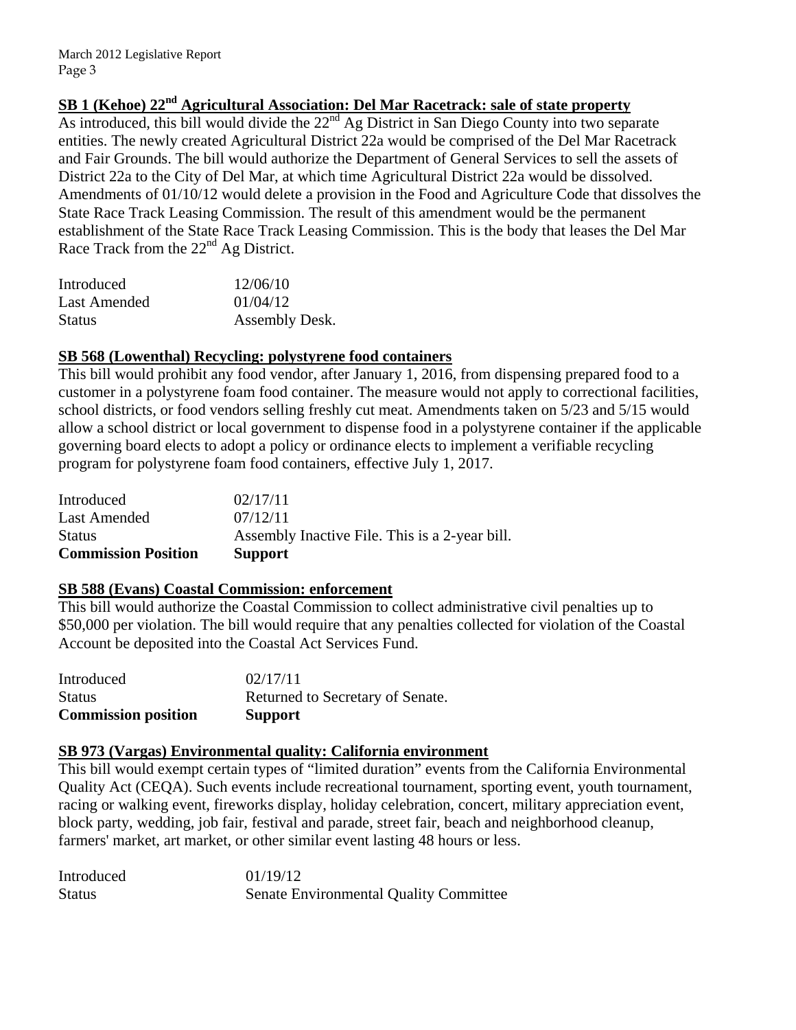## SB 1 (Kehoe) 22nd Agricultural Association: Del Mar Racetrack: sale of state property

As introduced, this bill would divide the 22nd Ag District in San Diego County into two separate entities. The newly created Agricultural District 22a would be comprised of the Del Mar Racetrack and Fair Grounds. The bill would authorize the Department of General Services to sell the assets of District 22a to the City of Del Mar, at which time Agricultural District 22a would be dissolved. Amendments of 01/10/12 would delete a provision in the Food and Agriculture Code that dissolves the State Race Track Leasing Commission. The result of this amendment would be the permanent establishment of the State Race Track Leasing Commission. This is the body that leases the Del Mar Race Track from the 22nd Ag District.

| | |
|---|---|
| Introduced | 12/06/10 |
| Last Amended | 01/04/12 |
| Status | Assembly Desk. |

## SB 568 (Lowenthal) Recycling: polystyrene food containers

This bill would prohibit any food vendor, after January 1, 2016, from dispensing prepared food to a customer in a polystyrene foam food container. The measure would not apply to correctional facilities, school districts, or food vendors selling freshly cut meat. Amendments taken on 5/23 and 5/15 would allow a school district or local government to dispense food in a polystyrene container if the applicable governing board elects to adopt a policy or ordinance elects to implement a verifiable recycling program for polystyrene foam food containers, effective July 1, 2017.

| | |
|---|---|
| Introduced | 02/17/11 |
| Last Amended | 07/12/11 |
| Status | Assembly Inactive File. This is a 2-year bill. |
| **Commission Position** | **Support** |

## SB 588 (Evans) Coastal Commission: enforcement

This bill would authorize the Coastal Commission to collect administrative civil penalties up to $50,000 per violation. The bill would require that any penalties collected for violation of the Coastal Account be deposited into the Coastal Act Services Fund.

| | |
|---|---|
| Introduced | 02/17/11 |
| Status | Returned to Secretary of Senate. |
| **Commission position** | **Support** |

## SB 973 (Vargas) Environmental quality: California environment

This bill would exempt certain types of "limited duration" events from the California Environmental Quality Act (CEQA). Such events include recreational tournament, sporting event, youth tournament, racing or walking event, fireworks display, holiday celebration, concert, military appreciation event, block party, wedding, job fair, festival and parade, street fair, beach and neighborhood cleanup, farmers' market, art market, or other similar event lasting 48 hours or less.

| | |
|---|---|
| Introduced | 01/19/12 |
| Status | Senate Environmental Quality Committee |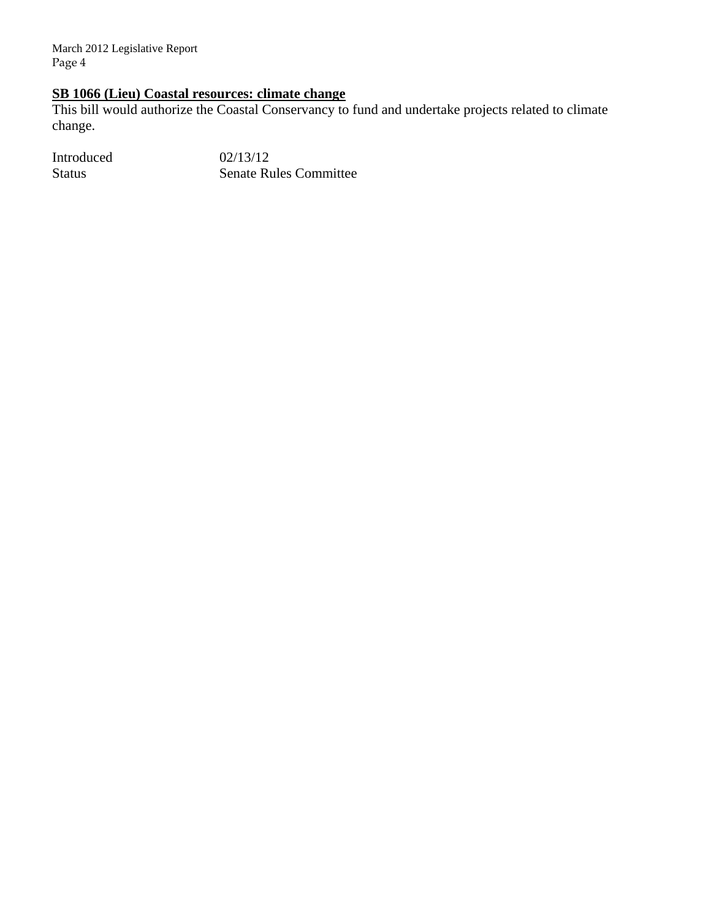**<u>SB 1066 (Lieu) Coastal resources: climate change</u>**

This bill would authorize the Coastal Conservancy to fund and undertake projects related to climate change.

| | |
|---|---|
| Introduced | 02/13/12 |
| Status | Senate Rules Committee |